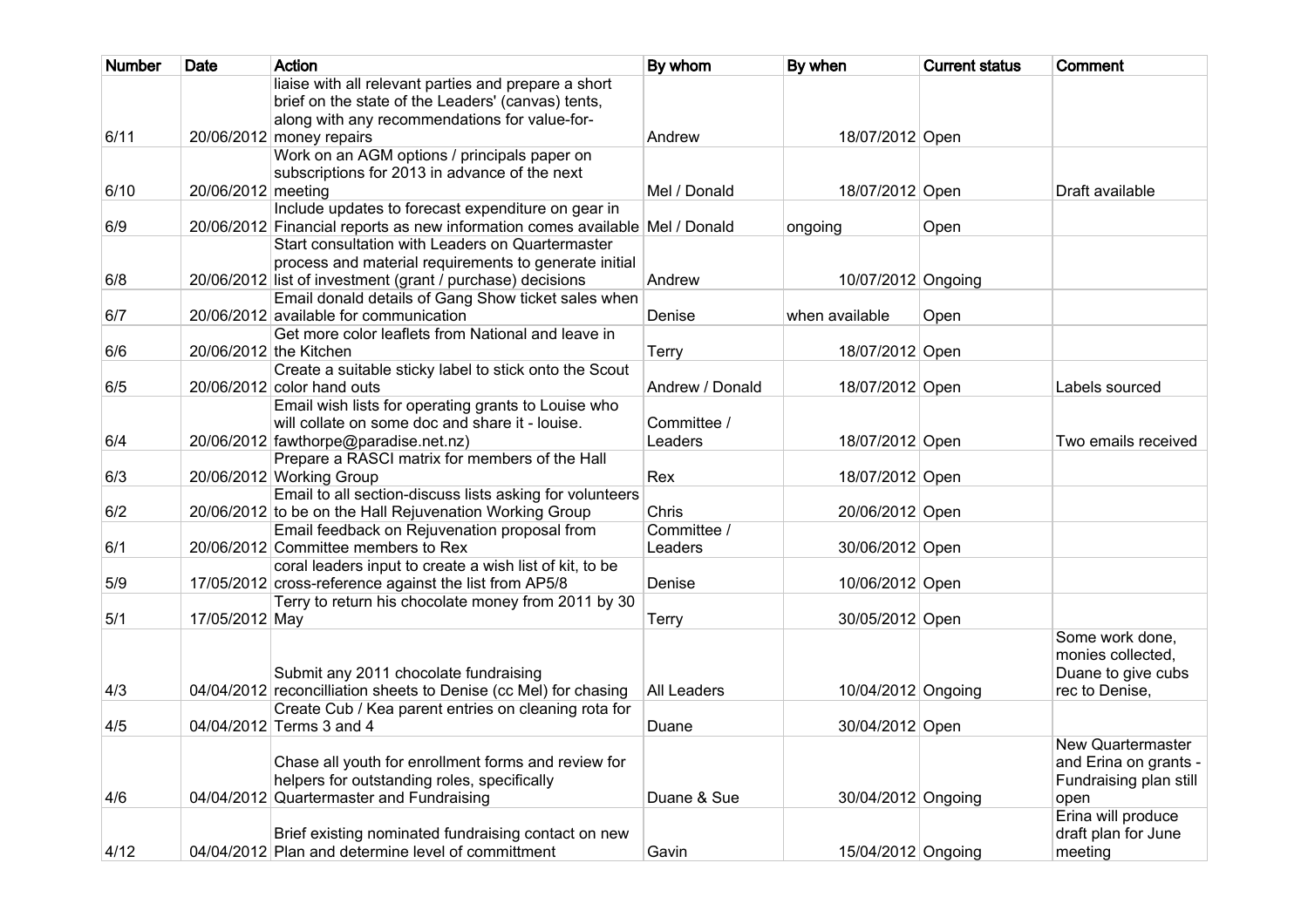| Number | Date | Action | By whom | By when | Current status | Comment |
|---|---|---|---|---|---|---|
| 6/11 | 20/06/2012 | liaise with all relevant parties and prepare a short brief on the state of the Leaders' (canvas) tents, along with any recommendations for value-for-money repairs | Andrew | 18/07/2012 | Open | |
| 6/10 | 20/06/2012 | Work on an AGM options / principals paper on subscriptions for 2013 in advance of the next meeting | Mel / Donald | 18/07/2012 | Open | Draft available |
| 6/9 | 20/06/2012 | Include updates to forecast expenditure on gear in Financial reports as new information comes available | Mel / Donald | ongoing | Open | |
| 6/8 | 20/06/2012 | Start consultation with Leaders on Quartermaster process and material requirements to generate initial list of investment (grant / purchase) decisions | Andrew | 10/07/2012 | Ongoing | |
| 6/7 | 20/06/2012 | Email donald details of Gang Show ticket sales when available for communication | Denise | when available | Open | |
| 6/6 | 20/06/2012 | Get more color leaflets from National and leave in the Kitchen | Terry | 18/07/2012 | Open | |
| 6/5 | 20/06/2012 | Create a suitable sticky label to stick onto the Scout color hand outs | Andrew / Donald | 18/07/2012 | Open | Labels sourced |
| 6/4 | 20/06/2012 | Email wish lists for operating grants to Louise who will collate on some doc and share it - louise. fawthorpe@paradise.net.nz) | Committee / Leaders | 18/07/2012 | Open | Two emails received |
| 6/3 | 20/06/2012 | Prepare a RASCI matrix for members of the Hall Working Group | Rex | 18/07/2012 | Open | |
| 6/2 | 20/06/2012 | Email to all section-discuss lists asking for volunteers to be on the Hall Rejuvenation Working Group | Chris | 20/06/2012 | Open | |
| 6/1 | 20/06/2012 | Email feedback on Rejuvenation proposal from Committee members to Rex | Committee / Leaders | 30/06/2012 | Open | |
| 5/9 | 17/05/2012 | coral leaders input to create a wish list of kit, to be cross-reference against the list from AP5/8 | Denise | 10/06/2012 | Open | |
| 5/1 | 17/05/2012 | Terry to return his chocolate money from 2011 by 30 May | Terry | 30/05/2012 | Open | |
| 4/3 | 04/04/2012 | Submit any 2011 chocolate fundraising reconcilliation sheets to Denise (cc Mel) for chasing | All Leaders | 10/04/2012 | Ongoing | Some work done, monies collected, Duane to give cubs rec to Denise, |
| 4/5 | 04/04/2012 | Create Cub / Kea parent entries on cleaning rota for Terms 3 and 4 | Duane | 30/04/2012 | Open | |
| 4/6 | 04/04/2012 | Chase all youth for enrollment forms and review for helpers for outstanding roles, specifically Quartermaster and Fundraising | Duane & Sue | 30/04/2012 | Ongoing | New Quartermaster and Erina on grants - Fundraising plan still open |
| 4/12 | 04/04/2012 | Brief existing nominated fundraising contact on new Plan and determine level of committment | Gavin | 15/04/2012 | Ongoing | Erina will produce draft plan for June meeting |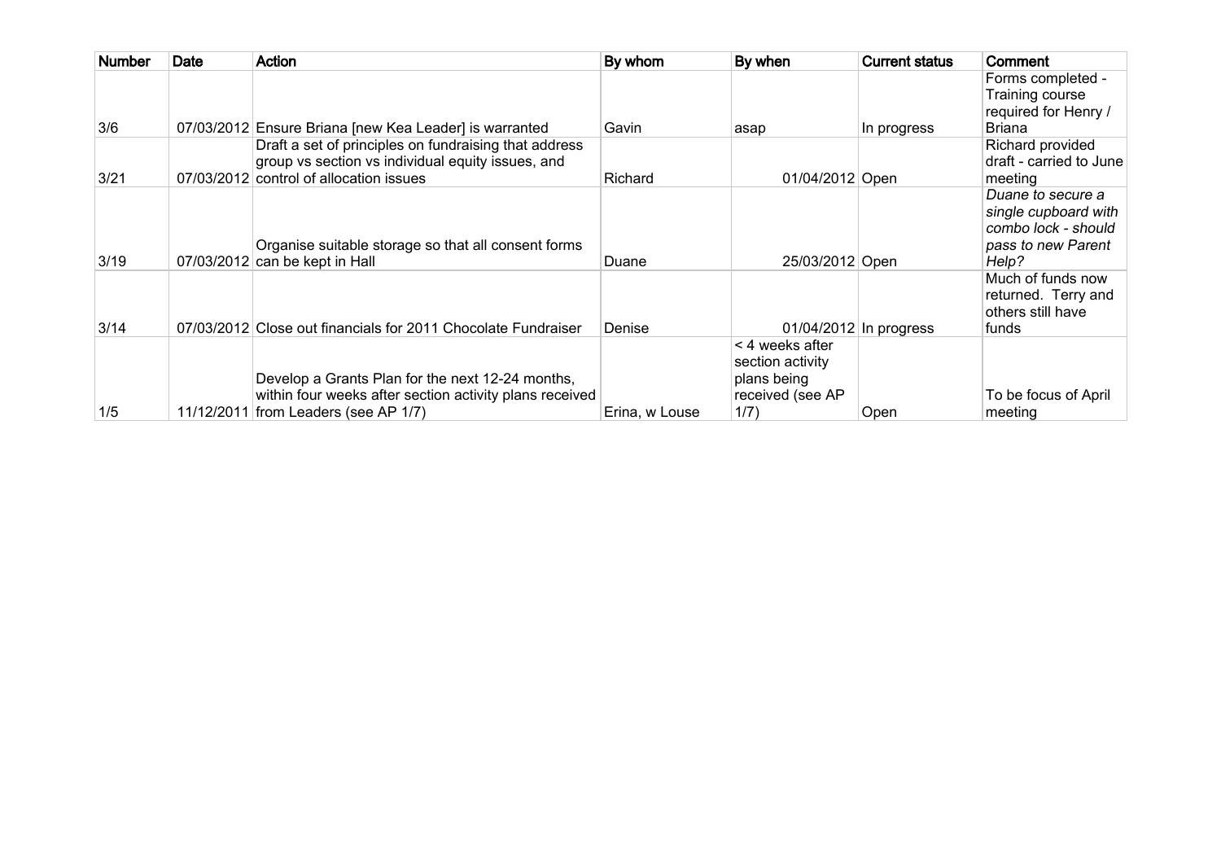| Number | Date | Action | By whom | By when | Current status | Comment |
|---|---|---|---|---|---|---|
| 3/6 | 07/03/2012 | Ensure Briana [new Kea Leader] is warranted | Gavin | asap | In progress | Forms completed - Training course required for Henry / Briana |
| 3/21 | 07/03/2012 | Draft a set of principles on fundraising that address group vs section vs individual equity issues, and control of allocation issues | Richard | 01/04/2012 | Open | Richard provided draft - carried to June meeting |
| 3/19 | 07/03/2012 | Organise suitable storage so that all consent forms can be kept in Hall | Duane | 25/03/2012 | Open | *Duane to secure a single cupboard with combo lock - should pass to new Parent Help?* |
| 3/14 | 07/03/2012 | Close out financials for 2011 Chocolate Fundraiser | Denise | 01/04/2012 | In progress | Much of funds now returned. Terry and others still have funds |
| 1/5 | 11/12/2011 | Develop a Grants Plan for the next 12-24 months, within four weeks after section activity plans received from Leaders (see AP 1/7) | Erina, w Louse | < 4 weeks after section activity plans being received (see AP 1/7) | Open | To be focus of April meeting |